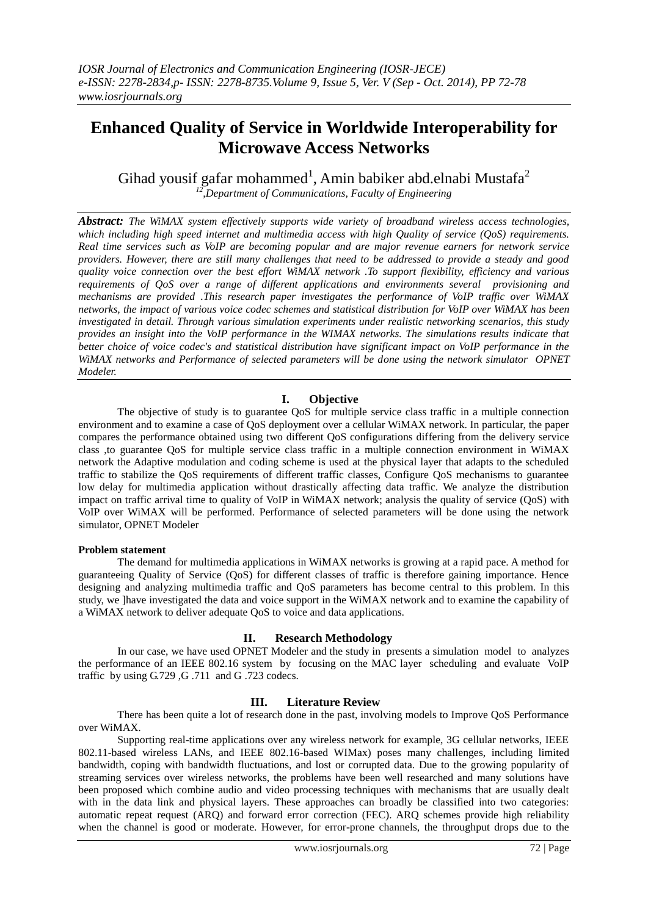# Enhanced Quality of Service in Worldwide Interoperability for Microwave Access Networks

Gihad yousif gafar mohammed[1], Amin babiker abd.elnabi Mustafa[2]

[12],*Department of Communications, Faculty of Engineering*

***Abstract:*** *The WiMAX system effectively supports wide variety of broadband wireless access technologies, which including high speed internet and multimedia access with high Quality of service (QoS) requirements. Real time services such as VoIP are becoming popular and are major revenue earners for network service providers. However, there are still many challenges that need to be addressed to provide a steady and good quality voice connection over the best effort WiMAX network .To support flexibility, efficiency and various requirements of QoS over a range of different applications and environments several provisioning and mechanisms are provided .This research paper investigates the performance of VoIP traffic over WiMAX networks, the impact of various voice codec schemes and statistical distribution for VoIP over WiMAX has been investigated in detail. Through various simulation experiments under realistic networking scenarios, this study provides an insight into the VoIP performance in the WIMAX networks. The simulations results indicate that better choice of voice codec's and statistical distribution have significant impact on VoIP performance in the WiMAX networks and Performance of selected parameters will be done using the network simulator OPNET Modeler.*

## I. Objective

The objective of study is to guarantee QoS for multiple service class traffic in a multiple connection environment and to examine a case of QoS deployment over a cellular WiMAX network. In particular, the paper compares the performance obtained using two different QoS configurations differing from the delivery service class ,to guarantee QoS for multiple service class traffic in a multiple connection environment in WiMAX network the Adaptive modulation and coding scheme is used at the physical layer that adapts to the scheduled traffic to stabilize the QoS requirements of different traffic classes, Configure QoS mechanisms to guarantee low delay for multimedia application without drastically affecting data traffic. We analyze the distribution impact on traffic arrival time to quality of VoIP in WiMAX network; analysis the quality of service (QoS) with VoIP over WiMAX will be performed. Performance of selected parameters will be done using the network simulator, OPNET Modeler

**Problem statement**

The demand for multimedia applications in WiMAX networks is growing at a rapid pace. A method for guaranteeing Quality of Service (QoS) for different classes of traffic is therefore gaining importance. Hence designing and analyzing multimedia traffic and QoS parameters has become central to this problem. In this study, we ]have investigated the data and voice support in the WiMAX network and to examine the capability of a WiMAX network to deliver adequate QoS to voice and data applications.

## II. Research Methodology

In our case, we have used OPNET Modeler and the study in presents a simulation model to analyzes the performance of an IEEE 802.16 system by focusing on the MAC layer scheduling and evaluate VoIP traffic by using G.729 ,G .711 and G .723 codecs.

## III. Literature Review

There has been quite a lot of research done in the past, involving models to Improve QoS Performance over WiMAX.

Supporting real-time applications over any wireless network for example, 3G cellular networks, IEEE 802.11-based wireless LANs, and IEEE 802.16-based WIMax) poses many challenges, including limited bandwidth, coping with bandwidth fluctuations, and lost or corrupted data. Due to the growing popularity of streaming services over wireless networks, the problems have been well researched and many solutions have been proposed which combine audio and video processing techniques with mechanisms that are usually dealt with in the data link and physical layers. These approaches can broadly be classified into two categories: automatic repeat request (ARQ) and forward error correction (FEC). ARQ schemes provide high reliability when the channel is good or moderate. However, for error-prone channels, the throughput drops due to the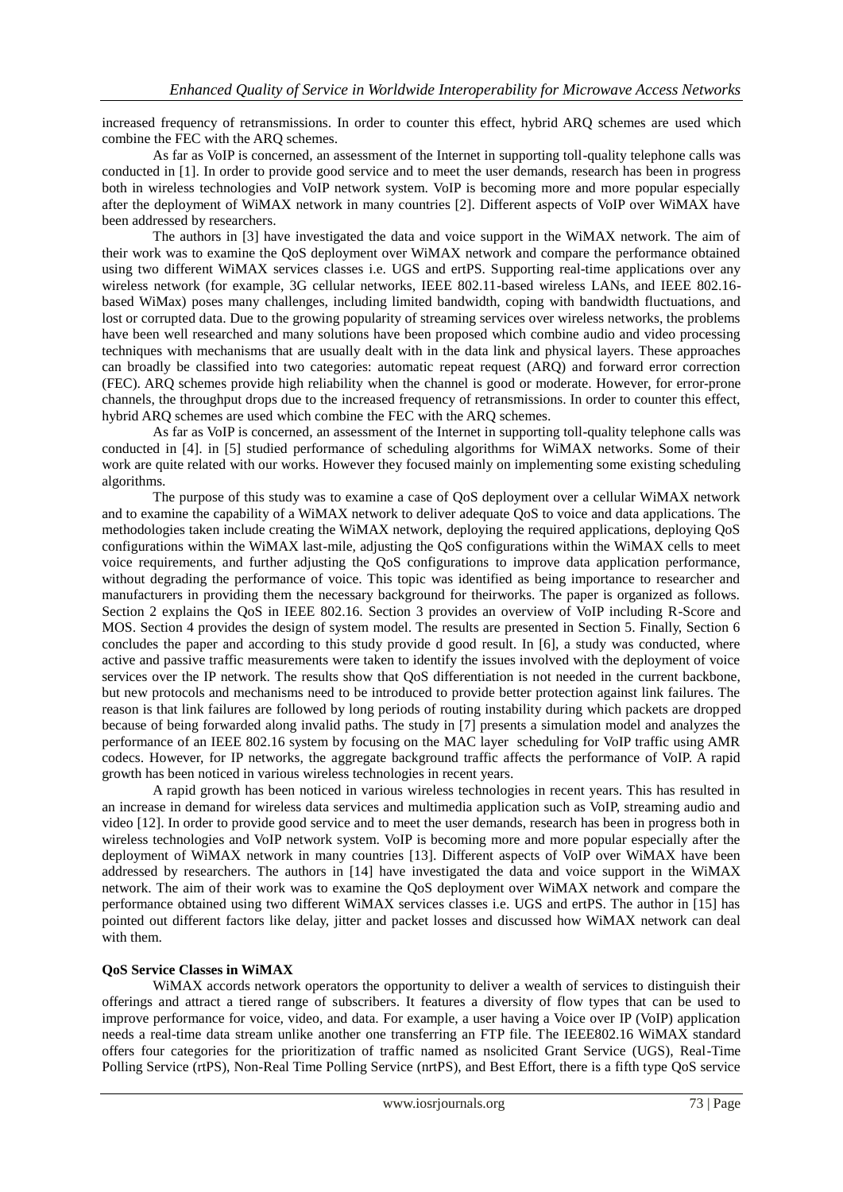increased frequency of retransmissions. In order to counter this effect, hybrid ARQ schemes are used which combine the FEC with the ARQ schemes.

As far as VoIP is concerned, an assessment of the Internet in supporting toll-quality telephone calls was conducted in [1]. In order to provide good service and to meet the user demands, research has been in progress both in wireless technologies and VoIP network system. VoIP is becoming more and more popular especially after the deployment of WiMAX network in many countries [2]. Different aspects of VoIP over WiMAX have been addressed by researchers.

The authors in [3] have investigated the data and voice support in the WiMAX network. The aim of their work was to examine the QoS deployment over WiMAX network and compare the performance obtained using two different WiMAX services classes i.e. UGS and ertPS. Supporting real-time applications over any wireless network (for example, 3G cellular networks, IEEE 802.11-based wireless LANs, and IEEE 802.16-based WiMax) poses many challenges, including limited bandwidth, coping with bandwidth fluctuations, and lost or corrupted data. Due to the growing popularity of streaming services over wireless networks, the problems have been well researched and many solutions have been proposed which combine audio and video processing techniques with mechanisms that are usually dealt with in the data link and physical layers. These approaches can broadly be classified into two categories: automatic repeat request (ARQ) and forward error correction (FEC). ARQ schemes provide high reliability when the channel is good or moderate. However, for error-prone channels, the throughput drops due to the increased frequency of retransmissions. In order to counter this effect, hybrid ARQ schemes are used which combine the FEC with the ARQ schemes.

As far as VoIP is concerned, an assessment of the Internet in supporting toll-quality telephone calls was conducted in [4]. in [5] studied performance of scheduling algorithms for WiMAX networks. Some of their work are quite related with our works. However they focused mainly on implementing some existing scheduling algorithms.

The purpose of this study was to examine a case of QoS deployment over a cellular WiMAX network and to examine the capability of a WiMAX network to deliver adequate QoS to voice and data applications. The methodologies taken include creating the WiMAX network, deploying the required applications, deploying QoS configurations within the WiMAX last-mile, adjusting the QoS configurations within the WiMAX cells to meet voice requirements, and further adjusting the QoS configurations to improve data application performance, without degrading the performance of voice. This topic was identified as being importance to researcher and manufacturers in providing them the necessary background for theirworks. The paper is organized as follows. Section 2 explains the QoS in IEEE 802.16. Section 3 provides an overview of VoIP including R-Score and MOS. Section 4 provides the design of system model. The results are presented in Section 5. Finally, Section 6 concludes the paper and according to this study provide d good result. In [6], a study was conducted, where active and passive traffic measurements were taken to identify the issues involved with the deployment of voice services over the IP network. The results show that QoS differentiation is not needed in the current backbone, but new protocols and mechanisms need to be introduced to provide better protection against link failures. The reason is that link failures are followed by long periods of routing instability during which packets are dropped because of being forwarded along invalid paths. The study in [7] presents a simulation model and analyzes the performance of an IEEE 802.16 system by focusing on the MAC layer scheduling for VoIP traffic using AMR codecs. However, for IP networks, the aggregate background traffic affects the performance of VoIP. A rapid growth has been noticed in various wireless technologies in recent years.

A rapid growth has been noticed in various wireless technologies in recent years. This has resulted in an increase in demand for wireless data services and multimedia application such as VoIP, streaming audio and video [12]. In order to provide good service and to meet the user demands, research has been in progress both in wireless technologies and VoIP network system. VoIP is becoming more and more popular especially after the deployment of WiMAX network in many countries [13]. Different aspects of VoIP over WiMAX have been addressed by researchers. The authors in [14] have investigated the data and voice support in the WiMAX network. The aim of their work was to examine the QoS deployment over WiMAX network and compare the performance obtained using two different WiMAX services classes i.e. UGS and ertPS. The author in [15] has pointed out different factors like delay, jitter and packet losses and discussed how WiMAX network can deal with them.

**QoS Service Classes in WiMAX**

WiMAX accords network operators the opportunity to deliver a wealth of services to distinguish their offerings and attract a tiered range of subscribers. It features a diversity of flow types that can be used to improve performance for voice, video, and data. For example, a user having a Voice over IP (VoIP) application needs a real-time data stream unlike another one transferring an FTP file. The IEEE802.16 WiMAX standard offers four categories for the prioritization of traffic named as nsolicited Grant Service (UGS), Real-Time Polling Service (rtPS), Non-Real Time Polling Service (nrtPS), and Best Effort, there is a fifth type QoS service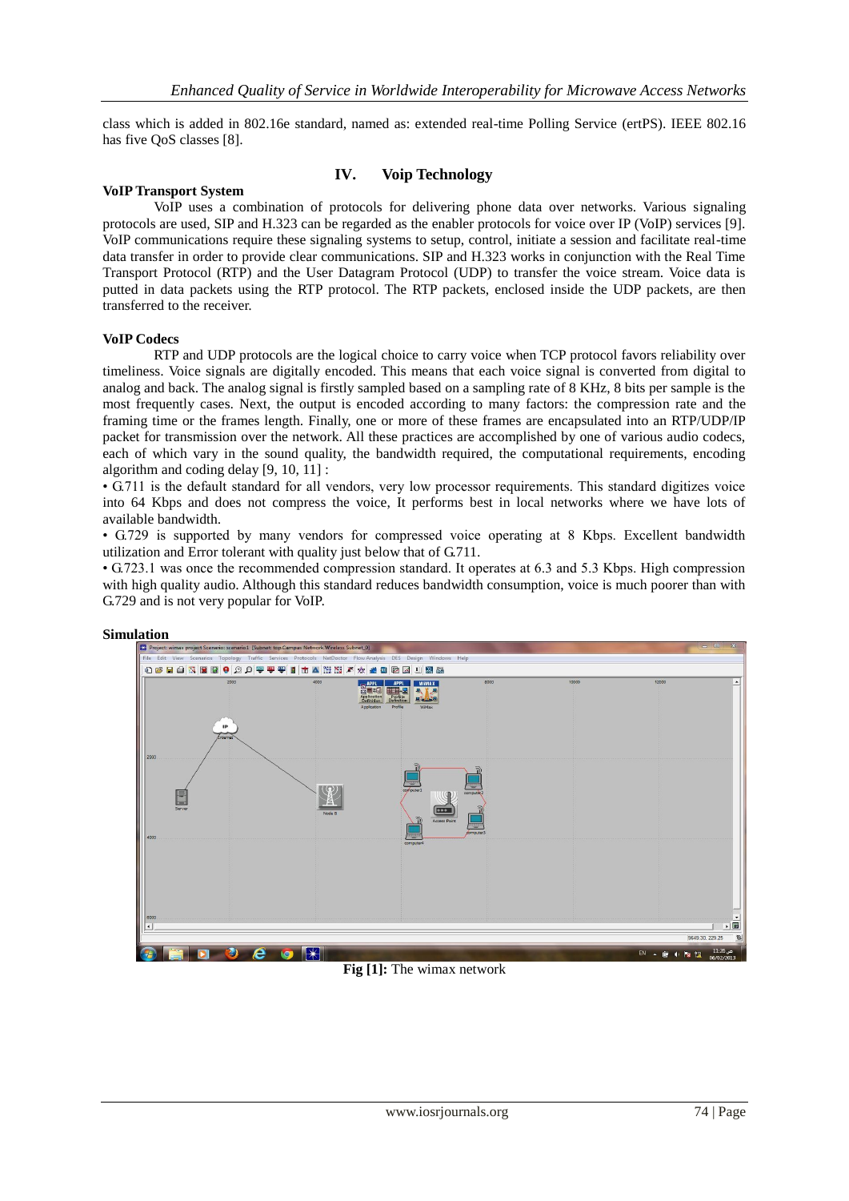class which is added in 802.16e standard, named as: extended real-time Polling Service (ertPS). IEEE 802.16 has five QoS classes [8].

## IV. Voip Technology

### VoIP Transport System

VoIP uses a combination of protocols for delivering phone data over networks. Various signaling protocols are used, SIP and H.323 can be regarded as the enabler protocols for voice over IP (VoIP) services [9]. VoIP communications require these signaling systems to setup, control, initiate a session and facilitate real-time data transfer in order to provide clear communications. SIP and H.323 works in conjunction with the Real Time Transport Protocol (RTP) and the User Datagram Protocol (UDP) to transfer the voice stream. Voice data is putted in data packets using the RTP protocol. The RTP packets, enclosed inside the UDP packets, are then transferred to the receiver.

### VoIP Codecs

RTP and UDP protocols are the logical choice to carry voice when TCP protocol favors reliability over timeliness. Voice signals are digitally encoded. This means that each voice signal is converted from digital to analog and back. The analog signal is firstly sampled based on a sampling rate of 8 KHz, 8 bits per sample is the most frequently cases. Next, the output is encoded according to many factors: the compression rate and the framing time or the frames length. Finally, one or more of these frames are encapsulated into an RTP/UDP/IP packet for transmission over the network. All these practices are accomplished by one of various audio codecs, each of which vary in the sound quality, the bandwidth required, the computational requirements, encoding algorithm and coding delay [9, 10, 11] :

• G.711 is the default standard for all vendors, very low processor requirements. This standard digitizes voice into 64 Kbps and does not compress the voice, It performs best in local networks where we have lots of available bandwidth.

• G.729 is supported by many vendors for compressed voice operating at 8 Kbps. Excellent bandwidth utilization and Error tolerant with quality just below that of G.711.

• G.723.1 was once the recommended compression standard. It operates at 6.3 and 5.3 Kbps. High compression with high quality audio. Although this standard reduces bandwidth consumption, voice is much poorer than with G.729 and is not very popular for VoIP.

### Simulation

**Fig [1]:** The wimax network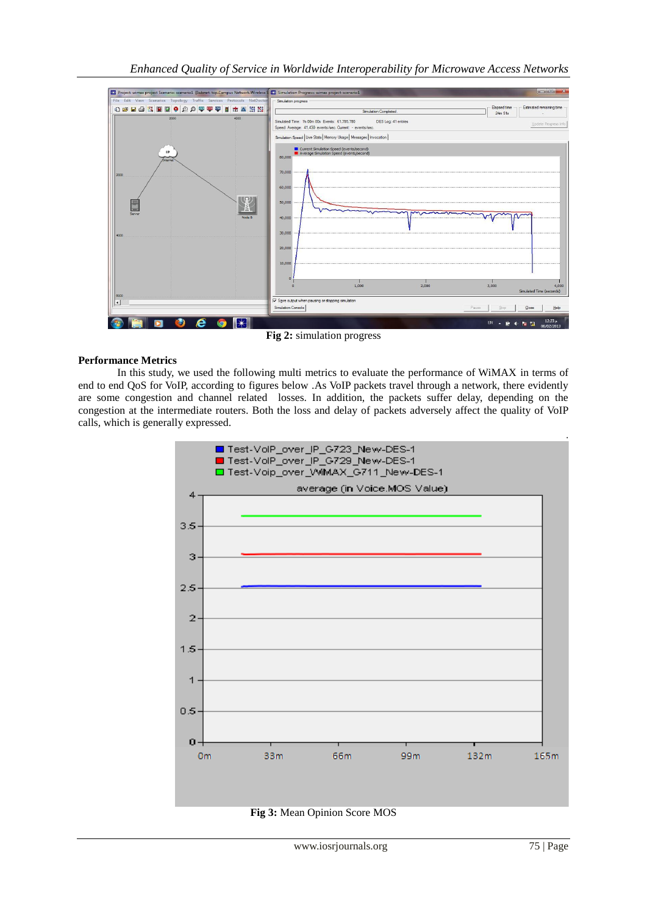**Fig 2:** simulation progress

**Performance Metrics**

In this study, we used the following multi metrics to evaluate the performance of WiMAX in terms of end to end QoS for VoIP, according to figures below .As VoIP packets travel through a network, there evidently are some congestion and channel related losses. In addition, the packets suffer delay, depending on the congestion at the intermediate routers. Both the loss and delay of packets adversely affect the quality of VoIP calls, which is generally expressed.

**Fig 3:** Mean Opinion Score MOS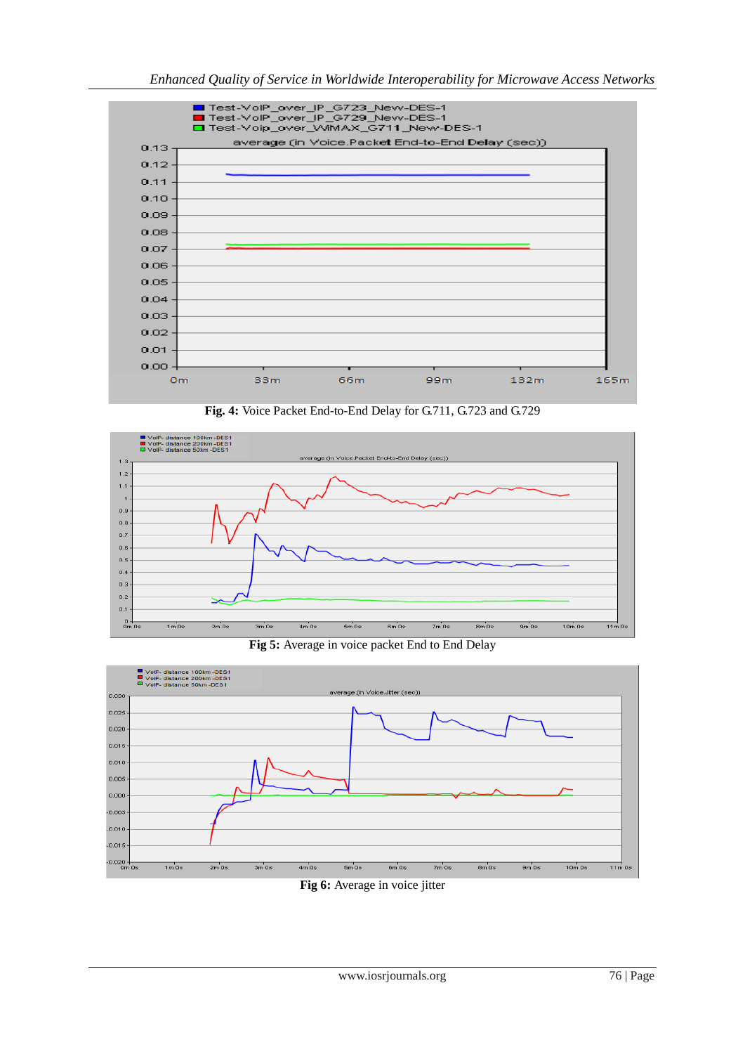**Fig. 4:** Voice Packet End-to-End Delay for G.711, G.723 and G.729

**Fig 5:** Average in voice packet End to End Delay

**Fig 6:** Average in voice jitter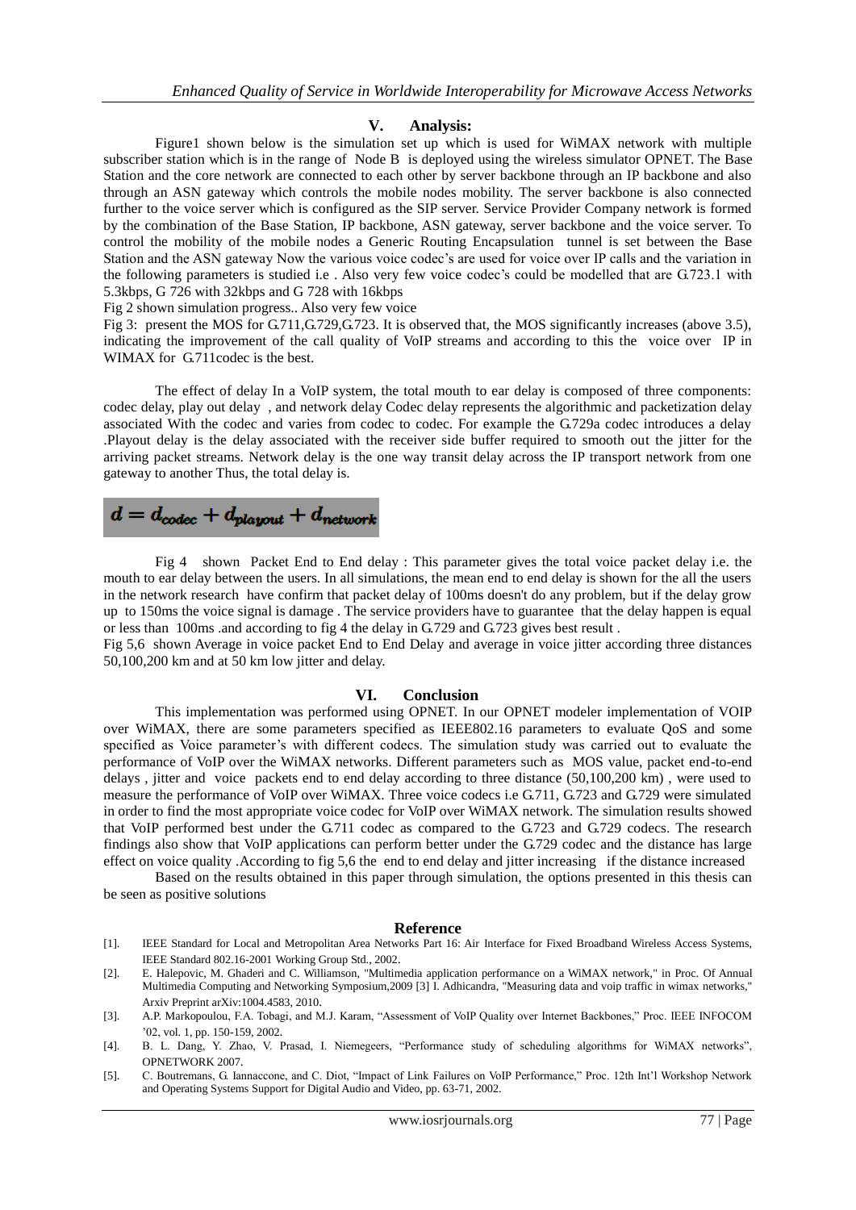## V. Analysis:

Figure1 shown below is the simulation set up which is used for WiMAX network with multiple subscriber station which is in the range of Node B is deployed using the wireless simulator OPNET. The Base Station and the core network are connected to each other by server backbone through an IP backbone and also through an ASN gateway which controls the mobile nodes mobility. The server backbone is also connected further to the voice server which is configured as the SIP server. Service Provider Company network is formed by the combination of the Base Station, IP backbone, ASN gateway, server backbone and the voice server. To control the mobility of the mobile nodes a Generic Routing Encapsulation tunnel is set between the Base Station and the ASN gateway Now the various voice codec's are used for voice over IP calls and the variation in the following parameters is studied i.e . Also very few voice codec's could be modelled that are G.723.1 with 5.3kbps, G 726 with 32kbps and G 728 with 16kbps

Fig 2 shown simulation progress.. Also very few voice

Fig 3: present the MOS for G.711,G.729,G.723. It is observed that, the MOS significantly increases (above 3.5), indicating the improvement of the call quality of VoIP streams and according to this the voice over IP in WIMAX for G.711codec is the best.

The effect of delay In a VoIP system, the total mouth to ear delay is composed of three components: codec delay, play out delay , and network delay Codec delay represents the algorithmic and packetization delay associated With the codec and varies from codec to codec. For example the G.729a codec introduces a delay .Playout delay is the delay associated with the receiver side buffer required to smooth out the jitter for the arriving packet streams. Network delay is the one way transit delay across the IP transport network from one gateway to another Thus, the total delay is.

$$d = d_{codec} + d_{playout} + d_{network}$$

Fig 4 shown Packet End to End delay : This parameter gives the total voice packet delay i.e. the mouth to ear delay between the users. In all simulations, the mean end to end delay is shown for the all the users in the network research have confirm that packet delay of 100ms doesn't do any problem, but if the delay grow up to 150ms the voice signal is damage . The service providers have to guarantee that the delay happen is equal or less than 100ms .and according to fig 4 the delay in G.729 and G.723 gives best result .

Fig 5,6 shown Average in voice packet End to End Delay and average in voice jitter according three distances 50,100,200 km and at 50 km low jitter and delay.

## VI. Conclusion

This implementation was performed using OPNET. In our OPNET modeler implementation of VOIP over WiMAX, there are some parameters specified as IEEE802.16 parameters to evaluate QoS and some specified as Voice parameter's with different codecs. The simulation study was carried out to evaluate the performance of VoIP over the WiMAX networks. Different parameters such as MOS value, packet end-to-end delays , jitter and voice packets end to end delay according to three distance (50,100,200 km) , were used to measure the performance of VoIP over WiMAX. Three voice codecs i.e G.711, G.723 and G.729 were simulated in order to find the most appropriate voice codec for VoIP over WiMAX network. The simulation results showed that VoIP performed best under the G.711 codec as compared to the G.723 and G.729 codecs. The research findings also show that VoIP applications can perform better under the G.729 codec and the distance has large effect on voice quality .According to fig 5,6 the end to end delay and jitter increasing if the distance increased

Based on the results obtained in this paper through simulation, the options presented in this thesis can be seen as positive solutions

## Reference

[1]. IEEE Standard for Local and Metropolitan Area Networks Part 16: Air Interface for Fixed Broadband Wireless Access Systems, IEEE Standard 802.16-2001 Working Group Std., 2002.

[2]. E. Halepovic, M. Ghaderi and C. Williamson, "Multimedia application performance on a WiMAX network," in Proc. Of Annual Multimedia Computing and Networking Symposium,2009 [3] I. Adhicandra, "Measuring data and voip traffic in wimax networks," Arxiv Preprint arXiv:1004.4583, 2010.

[3]. A.P. Markopoulou, F.A. Tobagi, and M.J. Karam, "Assessment of VoIP Quality over Internet Backbones," Proc. IEEE INFOCOM '02, vol. 1, pp. 150-159, 2002.

[4]. B. L. Dang, Y. Zhao, V. Prasad, I. Niemegeers, "Performance study of scheduling algorithms for WiMAX networks", OPNETWORK 2007.

[5]. C. Boutremans, G. Iannaccone, and C. Diot, "Impact of Link Failures on VoIP Performance," Proc. 12th Int'l Workshop Network and Operating Systems Support for Digital Audio and Video, pp. 63-71, 2002.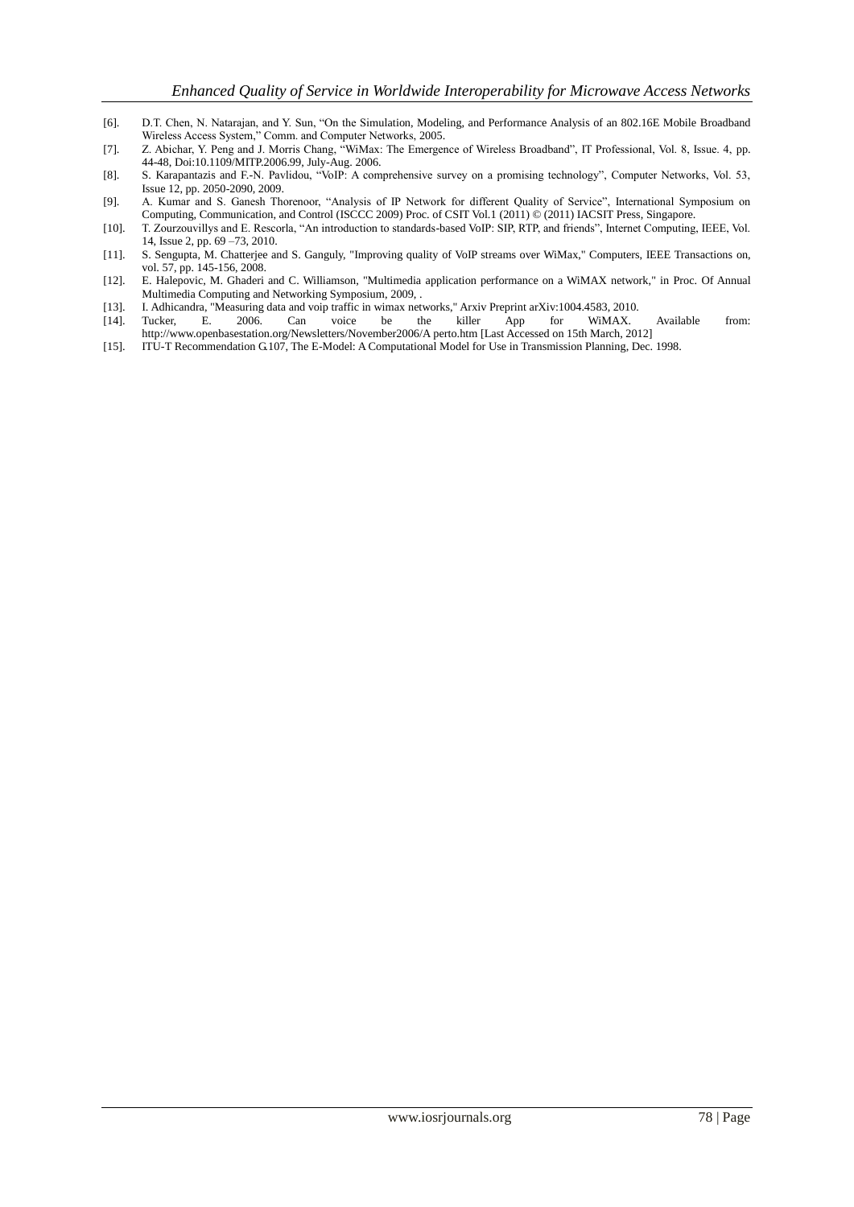[6]. D.T. Chen, N. Natarajan, and Y. Sun, "On the Simulation, Modeling, and Performance Analysis of an 802.16E Mobile Broadband Wireless Access System," Comm. and Computer Networks, 2005.

[7]. Z. Abichar, Y. Peng and J. Morris Chang, "WiMax: The Emergence of Wireless Broadband", IT Professional, Vol. 8, Issue. 4, pp. 44-48, Doi:10.1109/MITP.2006.99, July-Aug. 2006.

[8]. S. Karapantazis and F.-N. Pavlidou, "VoIP: A comprehensive survey on a promising technology", Computer Networks, Vol. 53, Issue 12, pp. 2050-2090, 2009.

[9]. A. Kumar and S. Ganesh Thorenoor, "Analysis of IP Network for different Quality of Service", International Symposium on Computing, Communication, and Control (ISCCC 2009) Proc. of CSIT Vol.1 (2011) © (2011) IACSIT Press, Singapore.

[10]. T. Zourzouvillys and E. Rescorla, "An introduction to standards-based VoIP: SIP, RTP, and friends", Internet Computing, IEEE, Vol. 14, Issue 2, pp. 69 –73, 2010.

[11]. S. Sengupta, M. Chatterjee and S. Ganguly, "Improving quality of VoIP streams over WiMax," Computers, IEEE Transactions on, vol. 57, pp. 145-156, 2008.

[12]. E. Halepovic, M. Ghaderi and C. Williamson, "Multimedia application performance on a WiMAX network," in Proc. Of Annual Multimedia Computing and Networking Symposium, 2009, .

[13]. I. Adhicandra, "Measuring data and voip traffic in wimax networks," Arxiv Preprint arXiv:1004.4583, 2010.

[14]. Tucker, E. 2006. Can voice be the killer App for WiMAX. Available from: http://www.openbasestation.org/Newsletters/November2006/A perto.htm [Last Accessed on 15th March, 2012]

[15]. ITU-T Recommendation G.107, The E-Model: A Computational Model for Use in Transmission Planning, Dec. 1998.